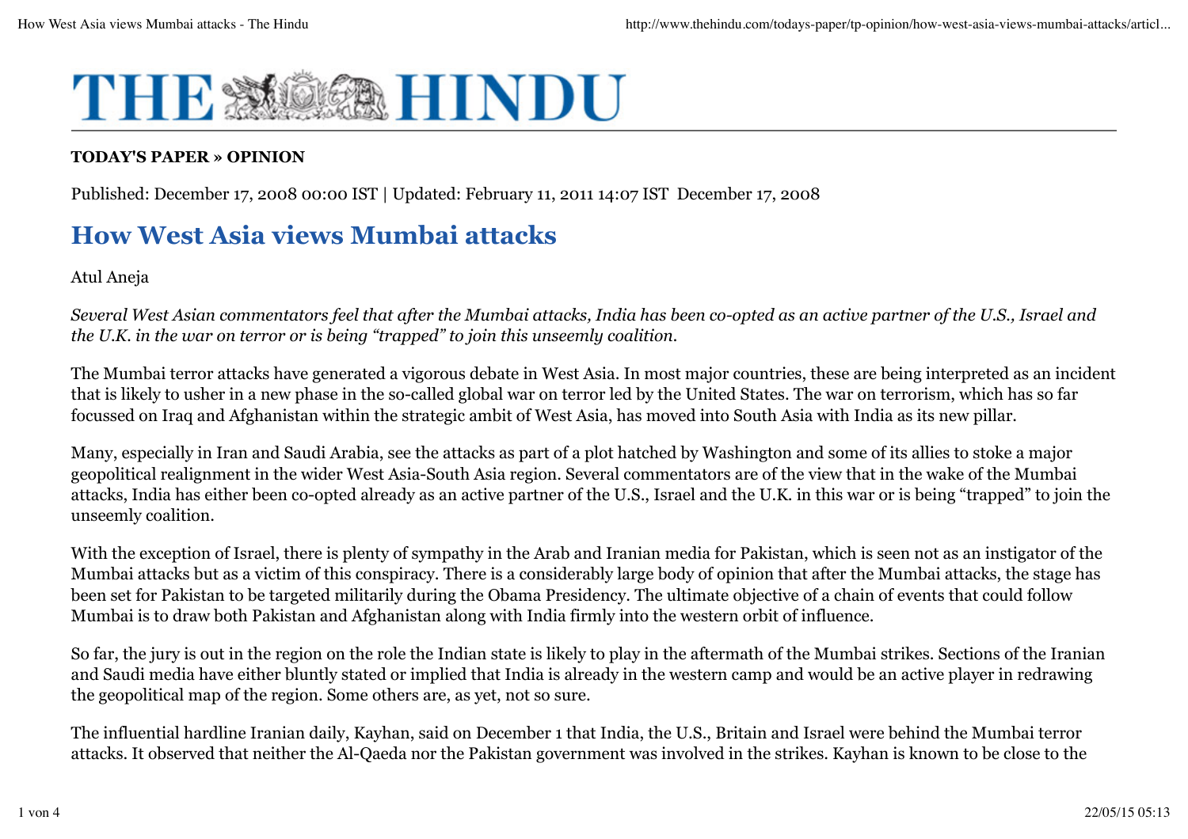**TODAY'S PAPER » OPINION**

Published: December 17, 2008 00:00 IST | Updated: February 11, 2011 14:07 IST  December 17, 2008

# How West Asia views Mumbai attacks

Atul Aneja

*Several West Asian commentators feel that after the Mumbai attacks, India has been co-opted as an active partner of the U.S., Israel and the U.K. in the war on terror or is being "trapped" to join this unseemly coalition.*

The Mumbai terror attacks have generated a vigorous debate in West Asia. In most major countries, these are being interpreted as an incident that is likely to usher in a new phase in the so-called global war on terror led by the United States. The war on terrorism, which has so far focussed on Iraq and Afghanistan within the strategic ambit of West Asia, has moved into South Asia with India as its new pillar.

Many, especially in Iran and Saudi Arabia, see the attacks as part of a plot hatched by Washington and some of its allies to stoke a major geopolitical realignment in the wider West Asia-South Asia region. Several commentators are of the view that in the wake of the Mumbai attacks, India has either been co-opted already as an active partner of the U.S., Israel and the U.K. in this war or is being "trapped" to join the unseemly coalition.

With the exception of Israel, there is plenty of sympathy in the Arab and Iranian media for Pakistan, which is seen not as an instigator of the Mumbai attacks but as a victim of this conspiracy. There is a considerably large body of opinion that after the Mumbai attacks, the stage has been set for Pakistan to be targeted militarily during the Obama Presidency. The ultimate objective of a chain of events that could follow Mumbai is to draw both Pakistan and Afghanistan along with India firmly into the western orbit of influence.

So far, the jury is out in the region on the role the Indian state is likely to play in the aftermath of the Mumbai strikes. Sections of the Iranian and Saudi media have either bluntly stated or implied that India is already in the western camp and would be an active player in redrawing the geopolitical map of the region. Some others are, as yet, not so sure.

The influential hardline Iranian daily, Kayhan, said on December 1 that India, the U.S., Britain and Israel were behind the Mumbai terror attacks. It observed that neither the Al-Qaeda nor the Pakistan government was involved in the strikes. Kayhan is known to be close to the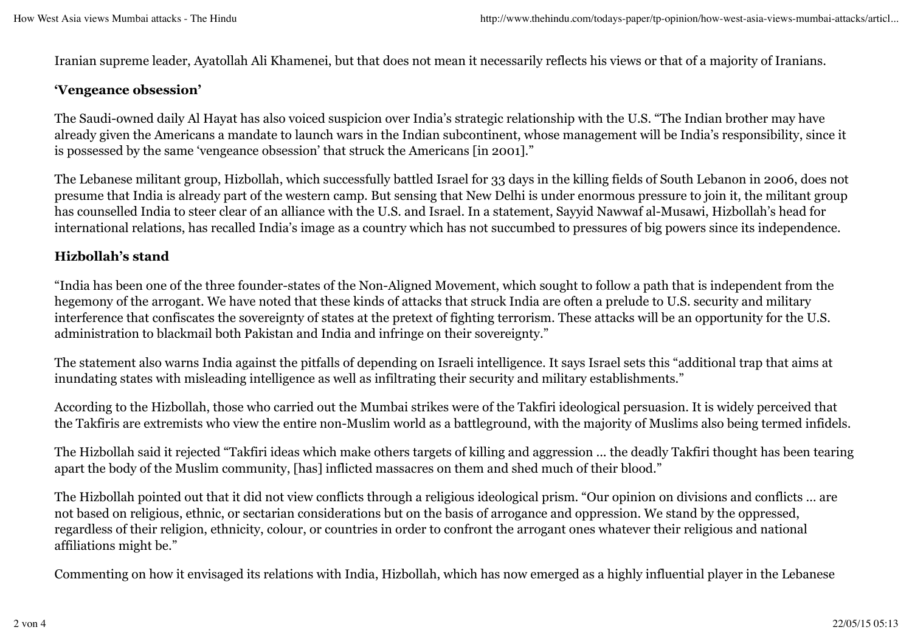Iranian supreme leader, Ayatollah Ali Khamenei, but that does not mean it necessarily reflects his views or that of a majority of Iranians.

**'Vengeance obsession'**

The Saudi-owned daily Al Hayat has also voiced suspicion over India's strategic relationship with the U.S. "The Indian brother may have already given the Americans a mandate to launch wars in the Indian subcontinent, whose management will be India's responsibility, since it is possessed by the same 'vengeance obsession' that struck the Americans [in 2001]."

The Lebanese militant group, Hizbollah, which successfully battled Israel for 33 days in the killing fields of South Lebanon in 2006, does not presume that India is already part of the western camp. But sensing that New Delhi is under enormous pressure to join it, the militant group has counselled India to steer clear of an alliance with the U.S. and Israel. In a statement, Sayyid Nawwaf al-Musawi, Hizbollah's head for international relations, has recalled India's image as a country which has not succumbed to pressures of big powers since its independence.

**Hizbollah's stand**

"India has been one of the three founder-states of the Non-Aligned Movement, which sought to follow a path that is independent from the hegemony of the arrogant. We have noted that these kinds of attacks that struck India are often a prelude to U.S. security and military interference that confiscates the sovereignty of states at the pretext of fighting terrorism. These attacks will be an opportunity for the U.S. administration to blackmail both Pakistan and India and infringe on their sovereignty."

The statement also warns India against the pitfalls of depending on Israeli intelligence. It says Israel sets this "additional trap that aims at inundating states with misleading intelligence as well as infiltrating their security and military establishments."

According to the Hizbollah, those who carried out the Mumbai strikes were of the Takfiri ideological persuasion. It is widely perceived that the Takfiris are extremists who view the entire non-Muslim world as a battleground, with the majority of Muslims also being termed infidels.

The Hizbollah said it rejected "Takfiri ideas which make others targets of killing and aggression ... the deadly Takfiri thought has been tearing apart the body of the Muslim community, [has] inflicted massacres on them and shed much of their blood."

The Hizbollah pointed out that it did not view conflicts through a religious ideological prism. "Our opinion on divisions and conflicts ... are not based on religious, ethnic, or sectarian considerations but on the basis of arrogance and oppression. We stand by the oppressed, regardless of their religion, ethnicity, colour, or countries in order to confront the arrogant ones whatever their religious and national affiliations might be."

Commenting on how it envisaged its relations with India, Hizbollah, which has now emerged as a highly influential player in the Lebanese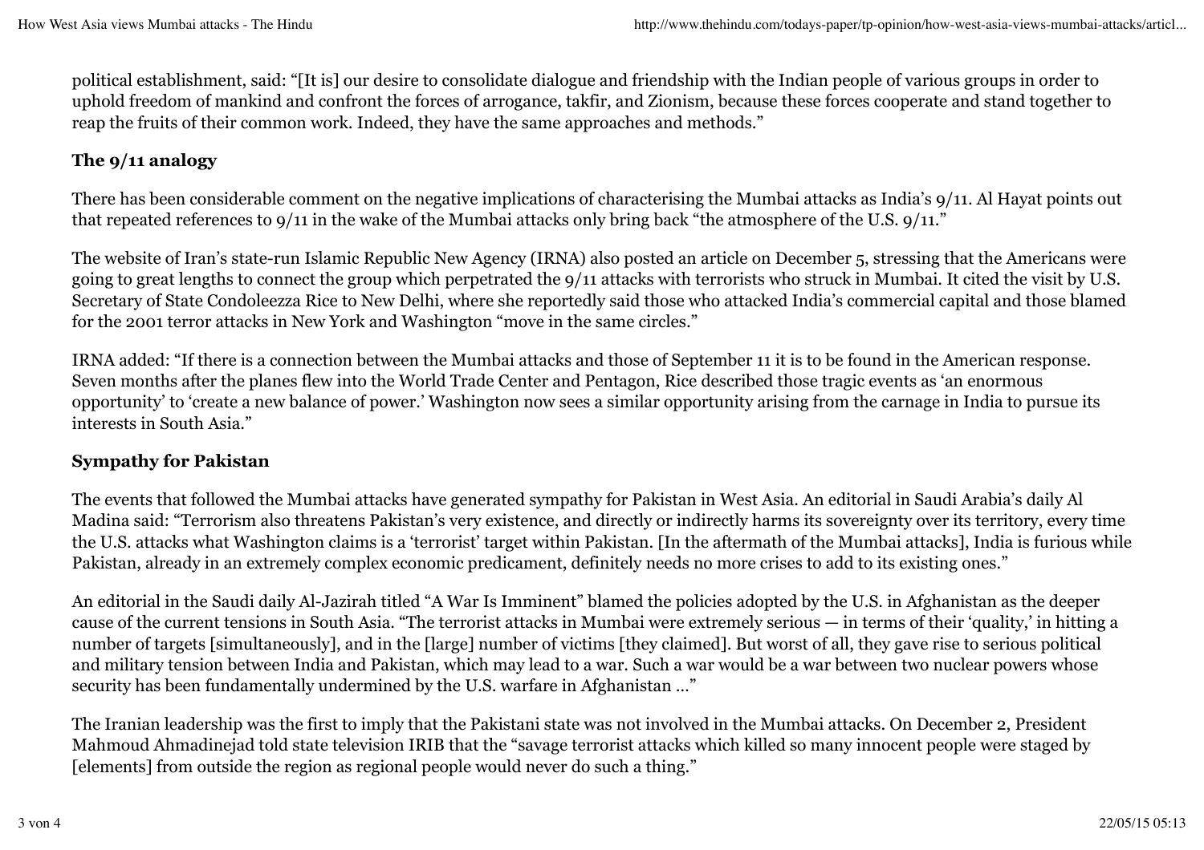political establishment, said: "[It is] our desire to consolidate dialogue and friendship with the Indian people of various groups in order to uphold freedom of mankind and confront the forces of arrogance, takfir, and Zionism, because these forces cooperate and stand together to reap the fruits of their common work. Indeed, they have the same approaches and methods."

### The 9/11 analogy

There has been considerable comment on the negative implications of characterising the Mumbai attacks as India's 9/11. Al Hayat points out that repeated references to 9/11 in the wake of the Mumbai attacks only bring back "the atmosphere of the U.S. 9/11."

The website of Iran's state-run Islamic Republic New Agency (IRNA) also posted an article on December 5, stressing that the Americans were going to great lengths to connect the group which perpetrated the 9/11 attacks with terrorists who struck in Mumbai. It cited the visit by U.S. Secretary of State Condoleezza Rice to New Delhi, where she reportedly said those who attacked India's commercial capital and those blamed for the 2001 terror attacks in New York and Washington "move in the same circles."

IRNA added: "If there is a connection between the Mumbai attacks and those of September 11 it is to be found in the American response. Seven months after the planes flew into the World Trade Center and Pentagon, Rice described those tragic events as 'an enormous opportunity' to 'create a new balance of power.' Washington now sees a similar opportunity arising from the carnage in India to pursue its interests in South Asia."

### Sympathy for Pakistan

The events that followed the Mumbai attacks have generated sympathy for Pakistan in West Asia. An editorial in Saudi Arabia's daily Al Madina said: "Terrorism also threatens Pakistan's very existence, and directly or indirectly harms its sovereignty over its territory, every time the U.S. attacks what Washington claims is a 'terrorist' target within Pakistan. [In the aftermath of the Mumbai attacks], India is furious while Pakistan, already in an extremely complex economic predicament, definitely needs no more crises to add to its existing ones."

An editorial in the Saudi daily Al-Jazirah titled "A War Is Imminent" blamed the policies adopted by the U.S. in Afghanistan as the deeper cause of the current tensions in South Asia. "The terrorist attacks in Mumbai were extremely serious — in terms of their 'quality,' in hitting a number of targets [simultaneously], and in the [large] number of victims [they claimed]. But worst of all, they gave rise to serious political and military tension between India and Pakistan, which may lead to a war. Such a war would be a war between two nuclear powers whose security has been fundamentally undermined by the U.S. warfare in Afghanistan ..."

The Iranian leadership was the first to imply that the Pakistani state was not involved in the Mumbai attacks. On December 2, President Mahmoud Ahmadinejad told state television IRIB that the "savage terrorist attacks which killed so many innocent people were staged by [elements] from outside the region as regional people would never do such a thing."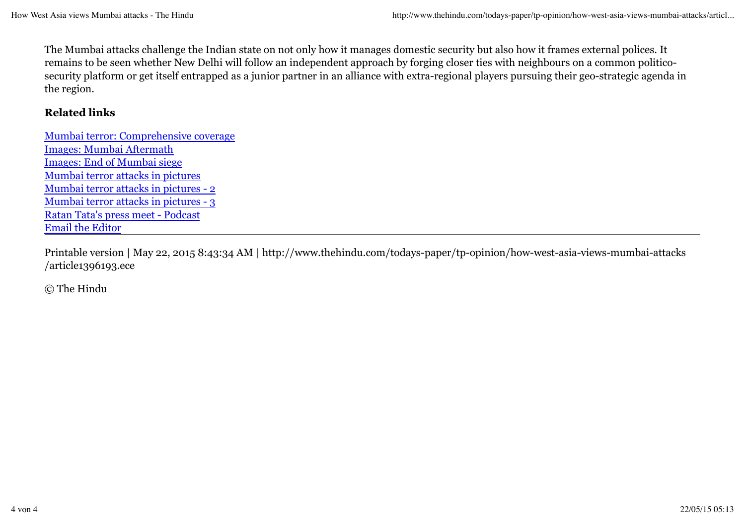The Mumbai attacks challenge the Indian state on not only how it manages domestic security but also how it frames external polices. It remains to be seen whether New Delhi will follow an independent approach by forging closer ties with neighbours on a common politico-security platform or get itself entrapped as a junior partner in an alliance with extra-regional players pursuing their geo-strategic agenda in the region.

**Related links**

Mumbai terror: Comprehensive coverage
Images: Mumbai Aftermath
Images: End of Mumbai siege
Mumbai terror attacks in pictures
Mumbai terror attacks in pictures - 2
Mumbai terror attacks in pictures - 3
Ratan Tata's press meet - Podcast
Email the Editor

---

Printable version | May 22, 2015 8:43:34 AM | http://www.thehindu.com/todays-paper/tp-opinion/how-west-asia-views-mumbai-attacks/article1396193.ece

© The Hindu